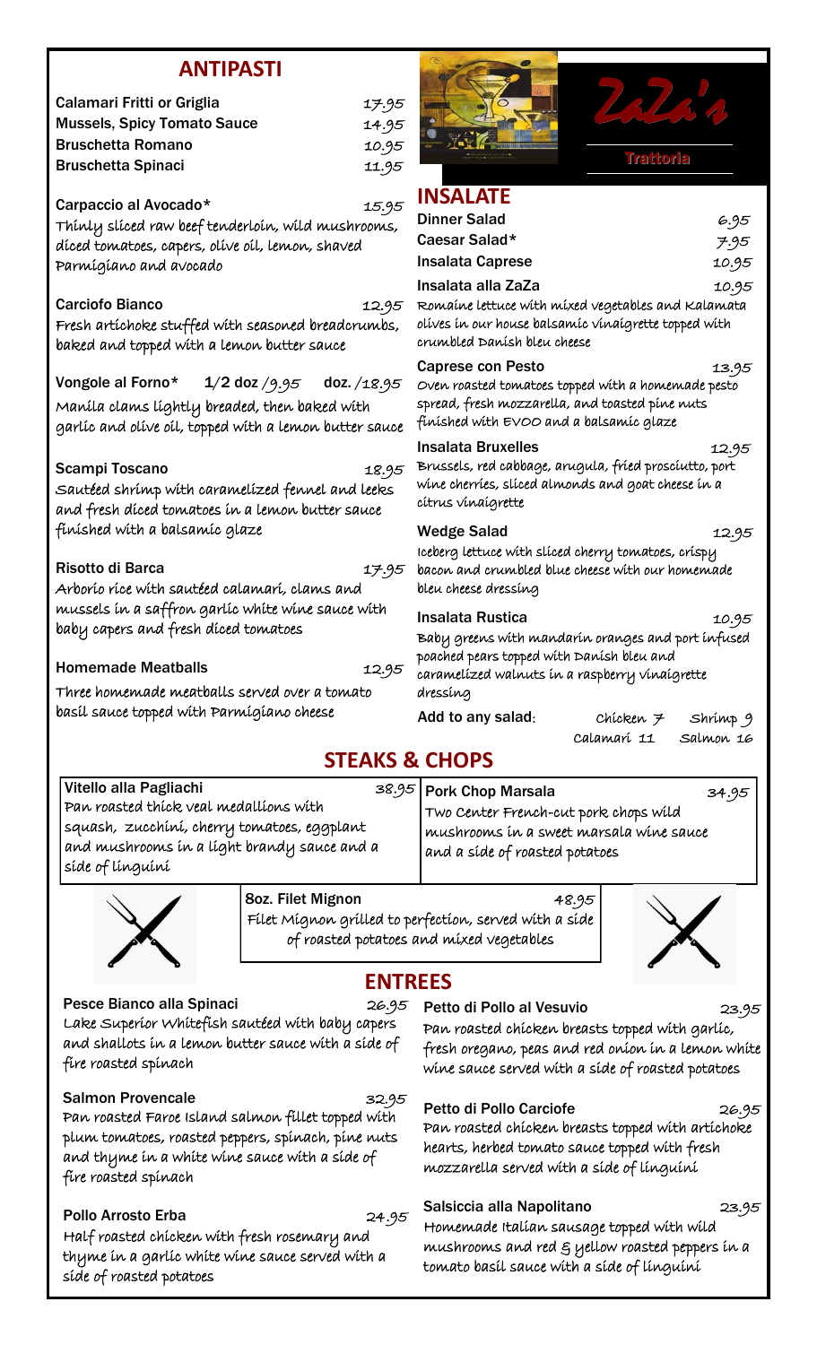# ZaZa's

Trattoria

## ANTIPASTI

**Calamari Fritti or Griglia** 17.95

**Mussels, Spicy Tomato Sauce** 14.95

**Bruschetta Romano** 10.95

**Bruschetta Spinaci** 11.95

**Carpaccio al Avocado*** 15.95
Thinly sliced raw beef tenderloin, wild mushrooms, diced tomatoes, capers, olive oil, lemon, shaved Parmigiano and avocado

**Carciofo Bianco** 12.95
Fresh artichoke stuffed with seasoned breadcrumbs, baked and topped with a lemon butter sauce

**Vongole al Forno*** 1/2 doz /9.95 doz. /18.95
Manila clams lightly breaded, then baked with garlic and olive oil, topped with a lemon butter sauce

**Scampi Toscano** 18.95
Sautéed shrimp with caramelized fennel and leeks and fresh diced tomatoes in a lemon butter sauce finished with a balsamic glaze

**Risotto di Barca** 17.95
Arborio rice with sautéed calamari, clams and mussels in a saffron garlic white wine sauce with baby capers and fresh diced tomatoes

**Homemade Meatballs** 12.95
Three homemade meatballs served over a tomato basil sauce topped with Parmigiano cheese

## INSALATE

**Dinner Salad** 6.95

**Caesar Salad*** 7.95

**Insalata Caprese** 10.95

**Insalata alla ZaZa** 10.95
Romaine lettuce with mixed vegetables and Kalamata olives in our house balsamic vinaigrette topped with crumbled Danish bleu cheese

**Caprese con Pesto** 13.95
Oven roasted tomatoes topped with a homemade pesto spread, fresh mozzarella, and toasted pine nuts finished with EVOO and a balsamic glaze

**Insalata Bruxelles** 12.95
Brussels, red cabbage, arugula, fried prosciutto, port wine cherries, sliced almonds and goat cheese in a citrus vinaigrette

**Wedge Salad** 12.95
Iceberg lettuce with sliced cherry tomatoes, crispy bacon and crumbled blue cheese with our homemade bleu cheese dressing

**Insalata Rustica** 10.95
Baby greens with mandarin oranges and port infused poached pears topped with Danish bleu and caramelized walnuts in a raspberry vinaigrette dressing

**Add to any salad:** Chicken 7 Shrimp 9 Calamari 11 Salmon 16

## STEAKS & CHOPS

**Vitello alla Pagliachi** 38.95
Pan roasted thick veal medallions with squash, zucchini, cherry tomatoes, eggplant and mushrooms in a light brandy sauce and a side of linguini

**Pork Chop Marsala** 34.95
Two Center French-cut pork chops wild mushrooms in a sweet marsala wine sauce and a side of roasted potatoes

**8oz. Filet Mignon** 48.95
Filet Mignon grilled to perfection, served with a side of roasted potatoes and mixed vegetables

## ENTREES

**Pesce Bianco alla Spinaci** 26.95
Lake Superior Whitefish sautéed with baby capers and shallots in a lemon butter sauce with a side of fire roasted spinach

**Salmon Provencale** 32.95
Pan roasted Faroe Island salmon fillet topped with plum tomatoes, roasted peppers, spinach, pine nuts and thyme in a white wine sauce with a side of fire roasted spinach

**Pollo Arrosto Erba** 24.95
Half roasted chicken with fresh rosemary and thyme in a garlic white wine sauce served with a side of roasted potatoes

**Petto di Pollo al Vesuvio** 23.95
Pan roasted chicken breasts topped with garlic, fresh oregano, peas and red onion in a lemon white wine sauce served with a side of roasted potatoes

**Petto di Pollo Carciofe** 26.95
Pan roasted chicken breasts topped with artichoke hearts, herbed tomato sauce topped with fresh mozzarella served with a side of linguini

**Salsiccia alla Napolitano** 23.95
Homemade Italian sausage topped with wild mushrooms and red & yellow roasted peppers in a tomato basil sauce with a side of linguini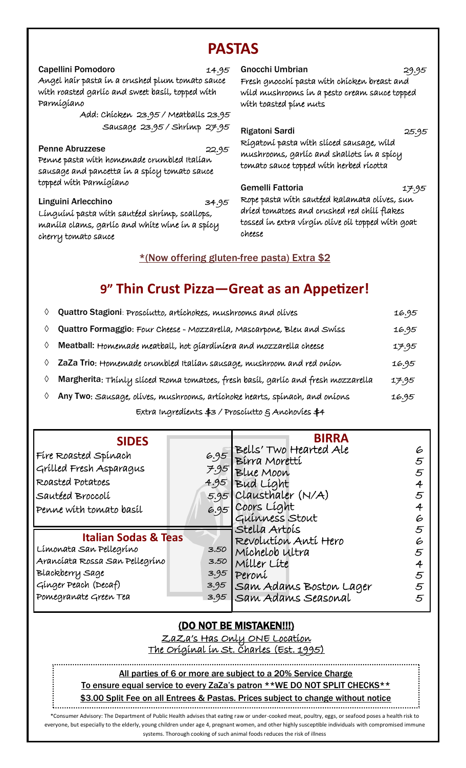# PASTAS

**Capellini Pomodoro** 14.95
Angel hair pasta in a crushed plum tomato sauce with roasted garlic and sweet basil, topped with Parmigiano
Add: Chicken 23.95 / Meatballs 23.95
Sausage 23.95 / Shrimp 27.95

**Penne Abruzzese** 22.95
Penne pasta with homemade crumbled Italian sausage and pancetta in a spicy tomato sauce topped with Parmigiano

**Linguini Arlecchino** 34.95
Linguini pasta with sautéed shrimp, scallops, manila clams, garlic and white wine in a spicy cherry tomato sauce

**Gnocchi Umbrian** 29.95
Fresh gnocchi pasta with chicken breast and wild mushrooms in a pesto cream sauce topped with toasted pine nuts

**Rigatoni Sardi** 25.95
Rigatoni pasta with sliced sausage, wild mushrooms, garlic and shallots in a spicy tomato sauce topped with herbed ricotta

**Gemelli Fattoria** 17.95
Rope pasta with sautéed kalamata olives, sun dried tomatoes and crushed red chili flakes tossed in extra virgin olive oil topped with goat cheese

*(Now offering gluten-free pasta) Extra $2

## 9" Thin Crust Pizza—Great as an Appetizer!

- **Quattro Stagioni**: Prosciutto, artichokes, mushrooms and olives — 16.95
- **Quattro Formaggio**: Four Cheese - Mozzarella, Mascarpone, Bleu and Swiss — 16.95
- **Meatball:** Homemade meatball, hot giardiniera and mozzarella cheese — 17.95
- **ZaZa Trio**: Homemade crumbled Italian sausage, mushroom and red onion — 16.95
- **Margherita**: Thinly sliced Roma tomatoes, fresh basil, garlic and fresh mozzarella — 17.95
- **Any Two**: Sausage, olives, mushrooms, artichoke hearts, spinach, and onions — 16.95

Extra Ingredients $3 / Prosciutto & Anchovies $4

## SIDES

| | |
|---|---|
| Fire Roasted Spinach | 6.95 |
| Grilled Fresh Asparagus | 7.95 |
| Roasted Potatoes | 4.95 |
| Sautéed Broccoli | 5.95 |
| Penne with tomato basil | 6.95 |

## Italian Sodas & Teas

| | |
|---|---|
| Limonata San Pellegrino | 3.50 |
| Aranciata Rossa San Pellegrino | 3.50 |
| Blackberry Sage | 3.95 |
| Ginger Peach (Decaf) | 3.95 |
| Pomegranate Green Tea | 3.95 |

## BIRRA

| | |
|---|---|
| Bells' Two Hearted Ale | 6 |
| Birra Moretti | 5 |
| Blue Moon | 5 |
| Bud Light | 4 |
| Clausthaler (N/A) | 5 |
| Coors Light | 4 |
| Guinness Stout | 6 |
| Stella Artois | 5 |
| Revolution Anti Hero | 6 |
| Michelob Ultra | 5 |
| Miller Lite | 4 |
| Peroni | 5 |
| Sam Adams Boston Lager | 5 |
| Sam Adams Seasonal | 5 |

**(DO NOT BE MISTAKEN!!!)**

ZaZa's Has Only ONE Location
The Original in St. Charles (Est. 1995)

All parties of 6 or more are subject to a 20% Service Charge
To ensure equal service to every ZaZa's patron **WE DO NOT SPLIT CHECKS**
$3.00 Split Fee on all Entrees & Pastas. Prices subject to change without notice

*Consumer Advisory: The Department of Public Health advises that eating raw or under-cooked meat, poultry, eggs, or seafood poses a health risk to everyone, but especially to the elderly, young children under age 4, pregnant women, and other highly susceptible individuals with compromised immune systems. Thorough cooking of such animal foods reduces the risk of illness